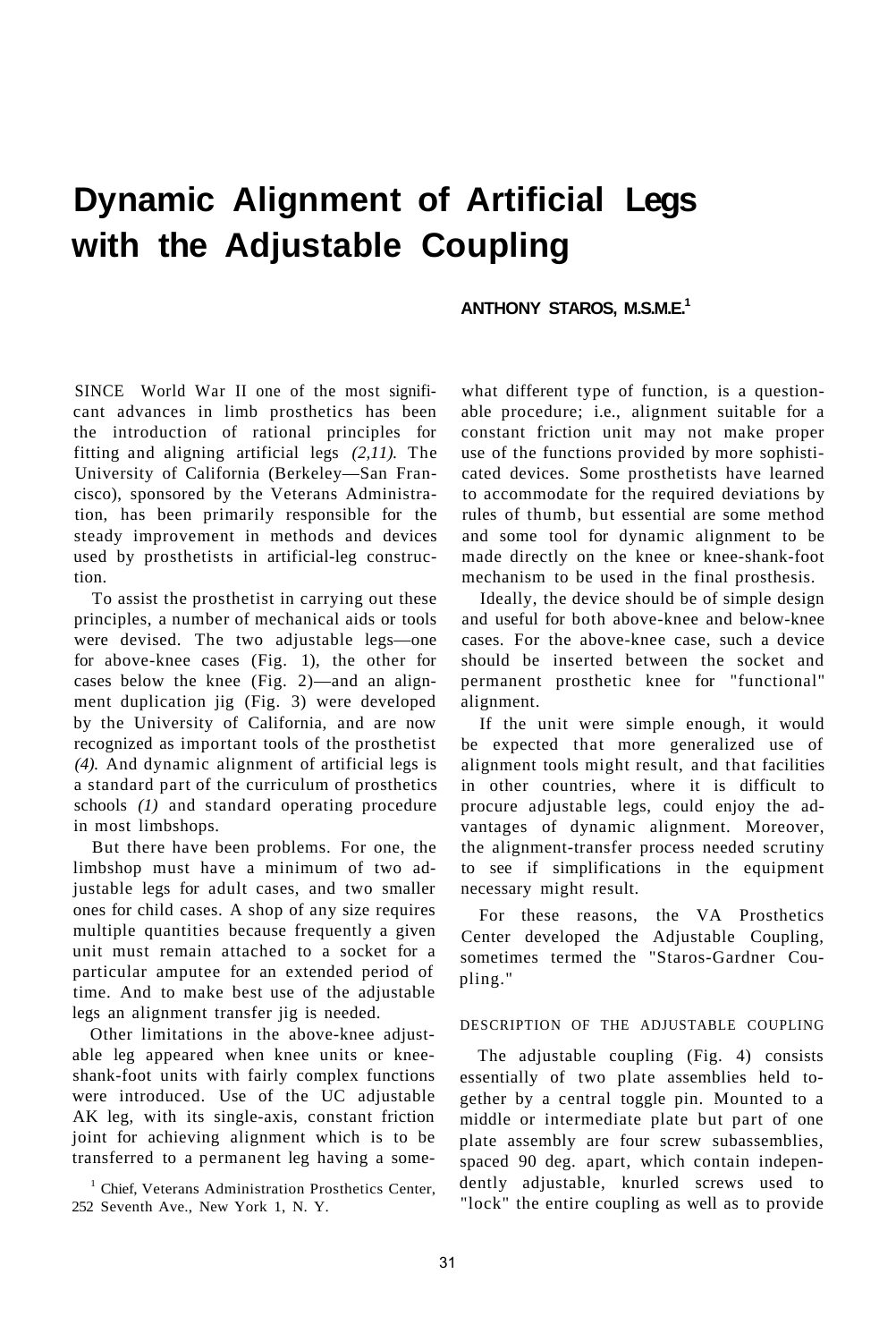# Dynamic Alignment of Artificial Legs with the Adjustable Coupling

**ANTHONY STAROS, M.S.M.E.[1]**

SINCE World War II one of the most significant advances in limb prosthetics has been the introduction of rational principles for fitting and aligning artificial legs *(2,11)*. The University of California (Berkeley—San Francisco), sponsored by the Veterans Administration, has been primarily responsible for the steady improvement in methods and devices used by prosthetists in artificial-leg construction.

To assist the prosthetist in carrying out these principles, a number of mechanical aids or tools were devised. The two adjustable legs—one for above-knee cases (Fig. 1), the other for cases below the knee (Fig. 2)—and an alignment duplication jig (Fig. 3) were developed by the University of California, and are now recognized as important tools of the prosthetist *(4)*. And dynamic alignment of artificial legs is a standard part of the curriculum of prosthetics schools *(1)* and standard operating procedure in most limbshops.

But there have been problems. For one, the limbshop must have a minimum of two adjustable legs for adult cases, and two smaller ones for child cases. A shop of any size requires multiple quantities because frequently a given unit must remain attached to a socket for a particular amputee for an extended period of time. And to make best use of the adjustable legs an alignment transfer jig is needed.

Other limitations in the above-knee adjustable leg appeared when knee units or knee-shank-foot units with fairly complex functions were introduced. Use of the UC adjustable AK leg, with its single-axis, constant friction joint for achieving alignment which is to be transferred to a permanent leg having a somewhat different type of function, is a questionable procedure; i.e., alignment suitable for a constant friction unit may not make proper use of the functions provided by more sophisticated devices. Some prosthetists have learned to accommodate for the required deviations by rules of thumb, but essential are some method and some tool for dynamic alignment to be made directly on the knee or knee-shank-foot mechanism to be used in the final prosthesis.

Ideally, the device should be of simple design and useful for both above-knee and below-knee cases. For the above-knee case, such a device should be inserted between the socket and permanent prosthetic knee for "functional" alignment.

If the unit were simple enough, it would be expected that more generalized use of alignment tools might result, and that facilities in other countries, where it is difficult to procure adjustable legs, could enjoy the advantages of dynamic alignment. Moreover, the alignment-transfer process needed scrutiny to see if simplifications in the equipment necessary might result.

For these reasons, the VA Prosthetics Center developed the Adjustable Coupling, sometimes termed the "Staros-Gardner Coupling."

## DESCRIPTION OF THE ADJUSTABLE COUPLING

The adjustable coupling (Fig. 4) consists essentially of two plate assemblies held together by a central toggle pin. Mounted to a middle or intermediate plate but part of one plate assembly are four screw subassemblies, spaced 90 deg. apart, which contain independently adjustable, knurled screws used to "lock" the entire coupling as well as to provide

[1] Chief, Veterans Administration Prosthetics Center, 252 Seventh Ave., New York 1, N. Y.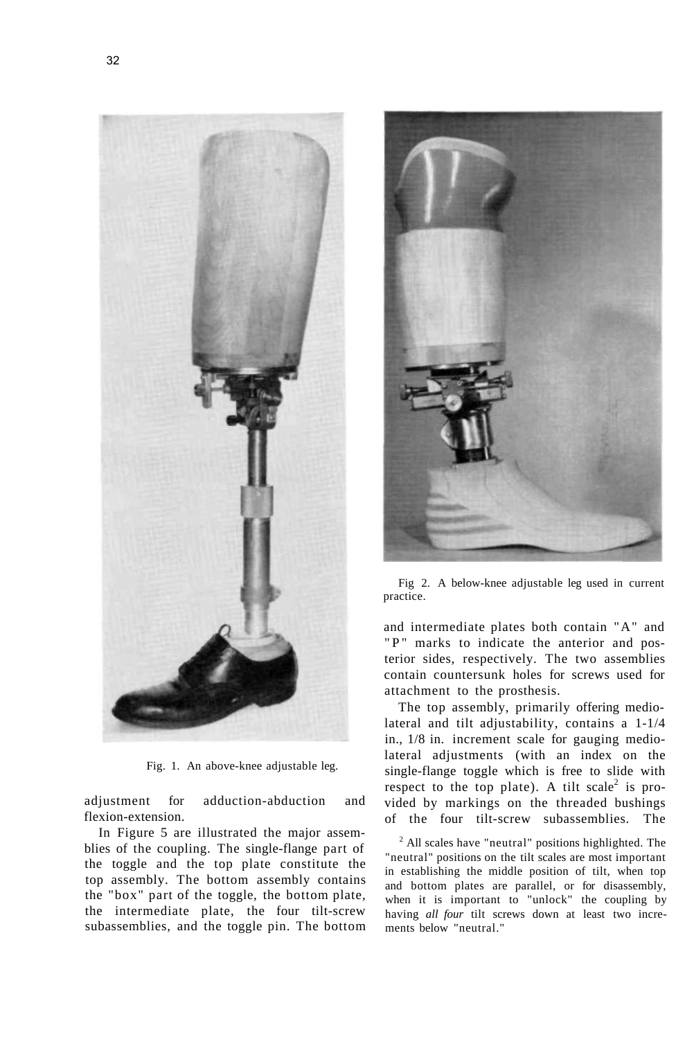Fig. 1. An above-knee adjustable leg.

Fig 2. A below-knee adjustable leg used in current practice.

adjustment for adduction-abduction and flexion-extension.

In Figure 5 are illustrated the major assemblies of the coupling. The single-flange part of the toggle and the top plate constitute the top assembly. The bottom assembly contains the "box" part of the toggle, the bottom plate, the intermediate plate, the four tilt-screw subassemblies, and the toggle pin. The bottom and intermediate plates both contain "A" and "P" marks to indicate the anterior and posterior sides, respectively. The two assemblies contain countersunk holes for screws used for attachment to the prosthesis.

The top assembly, primarily offering mediolateral and tilt adjustability, contains a 1-1/4 in., 1/8 in. increment scale for gauging mediolateral adjustments (with an index on the single-flange toggle which is free to slide with respect to the top plate). A tilt scale[2] is provided by markings on the threaded bushings of the four tilt-screw subassemblies. The

[2] All scales have "neutral" positions highlighted. The "neutral" positions on the tilt scales are most important in establishing the middle position of tilt, when top and bottom plates are parallel, or for disassembly, when it is important to "unlock" the coupling by having *all four* tilt screws down at least two increments below "neutral."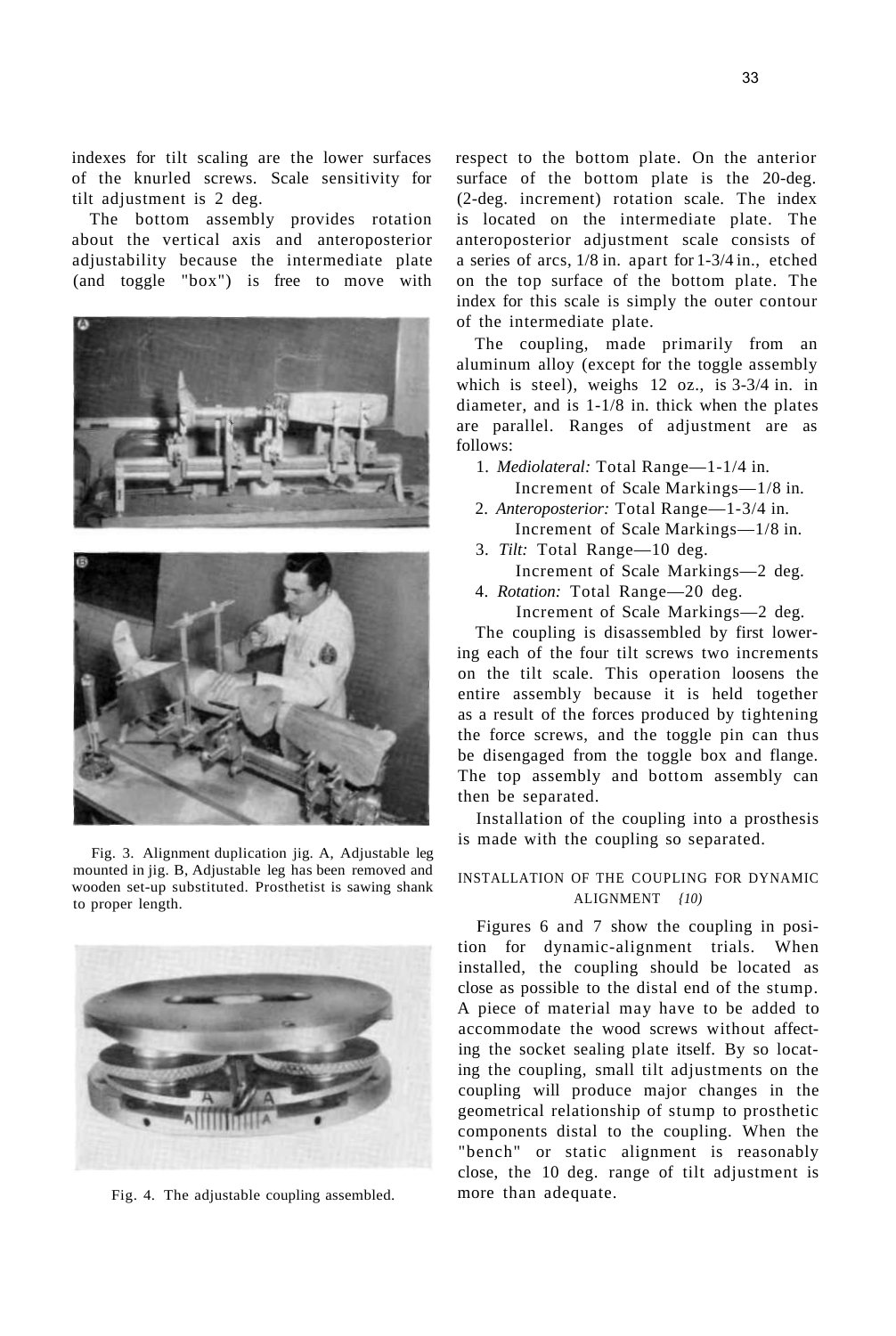indexes for tilt scaling are the lower surfaces of the knurled screws. Scale sensitivity for tilt adjustment is 2 deg.

The bottom assembly provides rotation about the vertical axis and anteroposterior adjustability because the intermediate plate (and toggle "box") is free to move with respect to the bottom plate. On the anterior surface of the bottom plate is the 20-deg. (2-deg. increment) rotation scale. The index is located on the intermediate plate. The anteroposterior adjustment scale consists of a series of arcs, 1/8 in. apart for 1-3/4 in., etched on the top surface of the bottom plate. The index for this scale is simply the outer contour of the intermediate plate.

Fig. 3. Alignment duplication jig. A, Adjustable leg mounted in jig. B, Adjustable leg has been removed and wooden set-up substituted. Prosthetist is sawing shank to proper length.

Fig. 4. The adjustable coupling assembled.

The coupling, made primarily from an aluminum alloy (except for the toggle assembly which is steel), weighs 12 oz., is 3-3/4 in. in diameter, and is 1-1/8 in. thick when the plates are parallel. Ranges of adjustment are as follows:

1. *Mediolateral:* Total Range—1-1/4 in.
   Increment of Scale Markings—1/8 in.
2. *Anteroposterior:* Total Range—1-3/4 in.
   Increment of Scale Markings—1/8 in.
3. *Tilt:* Total Range—10 deg.
   Increment of Scale Markings—2 deg.
4. *Rotation:* Total Range—20 deg.
   Increment of Scale Markings—2 deg.

The coupling is disassembled by first lowering each of the four tilt screws two increments on the tilt scale. This operation loosens the entire assembly because it is held together as a result of the forces produced by tightening the force screws, and the toggle pin can thus be disengaged from the toggle box and flange. The top assembly and bottom assembly can then be separated.

Installation of the coupling into a prosthesis is made with the coupling so separated.

## INSTALLATION OF THE COUPLING FOR DYNAMIC ALIGNMENT *(10)*

Figures 6 and 7 show the coupling in position for dynamic-alignment trials. When installed, the coupling should be located as close as possible to the distal end of the stump. A piece of material may have to be added to accommodate the wood screws without affecting the socket sealing plate itself. By so locating the coupling, small tilt adjustments on the coupling will produce major changes in the geometrical relationship of stump to prosthetic components distal to the coupling. When the "bench" or static alignment is reasonably close, the 10 deg. range of tilt adjustment is more than adequate.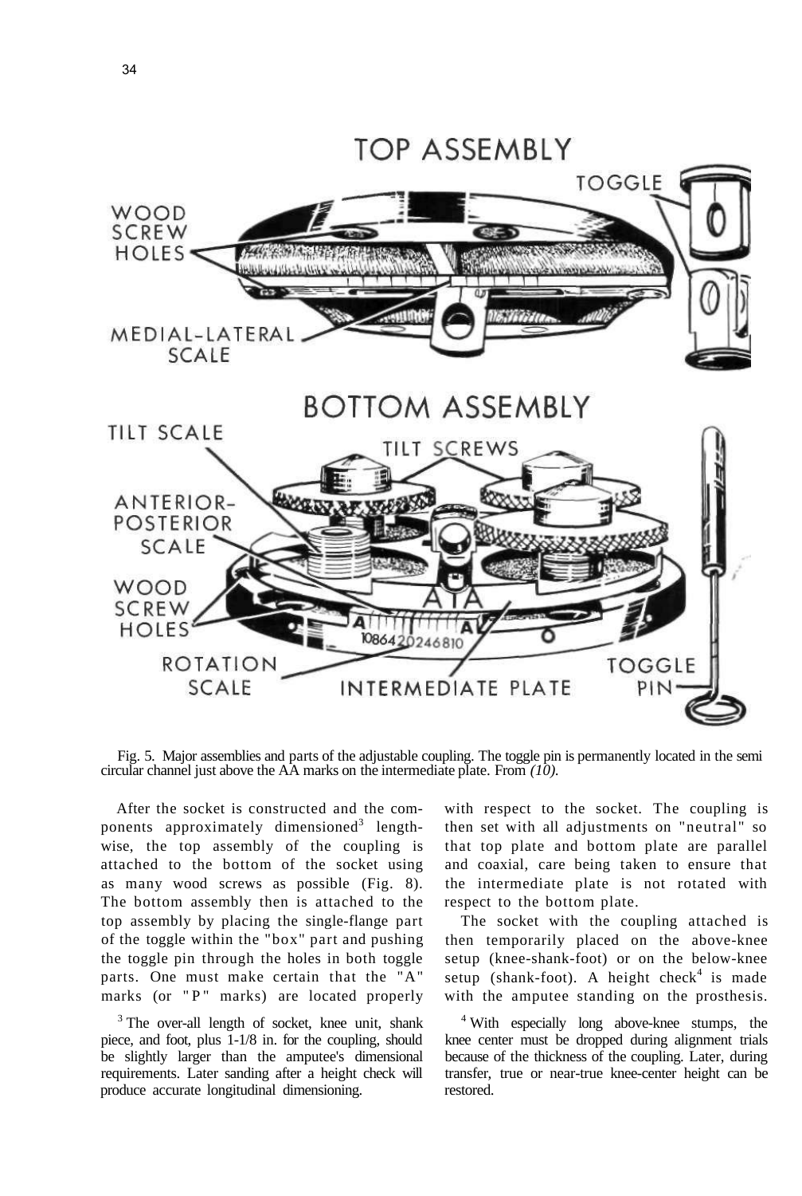Fig. 5. Major assemblies and parts of the adjustable coupling. The toggle pin is permanently located in the semi circular channel just above the AA marks on the intermediate plate. From *(10).*

After the socket is constructed and the components approximately dimensioned[3] lengthwise, the top assembly of the coupling is attached to the bottom of the socket using as many wood screws as possible (Fig. 8). The bottom assembly then is attached to the top assembly by placing the single-flange part of the toggle within the "box" part and pushing the toggle pin through the holes in both toggle parts. One must make certain that the "A" marks (or "P" marks) are located properly with respect to the socket. The coupling is then set with all adjustments on "neutral" so that top plate and bottom plate are parallel and coaxial, care being taken to ensure that the intermediate plate is not rotated with respect to the bottom plate.

The socket with the coupling attached is then temporarily placed on the above-knee setup (knee-shank-foot) or on the below-knee setup (shank-foot). A height check[4] is made with the amputee standing on the prosthesis.

[3] The over-all length of socket, knee unit, shank piece, and foot, plus 1-1/8 in. for the coupling, should be slightly larger than the amputee's dimensional requirements. Later sanding after a height check will produce accurate longitudinal dimensioning.

[4] With especially long above-knee stumps, the knee center must be dropped during alignment trials because of the thickness of the coupling. Later, during transfer, true or near-true knee-center height can be restored.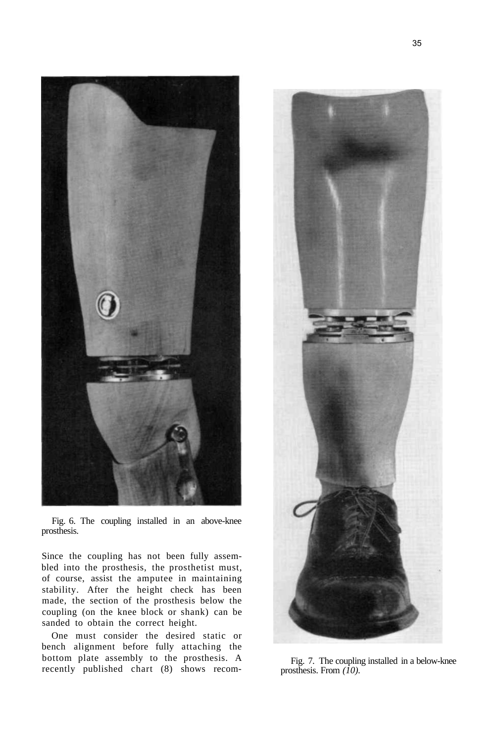Fig. 6. The coupling installed in an above-knee prosthesis.

Since the coupling has not been fully assembled into the prosthesis, the prosthetist must, of course, assist the amputee in maintaining stability. After the height check has been made, the section of the prosthesis below the coupling (on the knee block or shank) can be sanded to obtain the correct height.

One must consider the desired static or bench alignment before fully attaching the bottom plate assembly to the prosthesis. A recently published chart (8) shows recom-

Fig. 7. The coupling installed in a below-knee prosthesis. From *(10)*.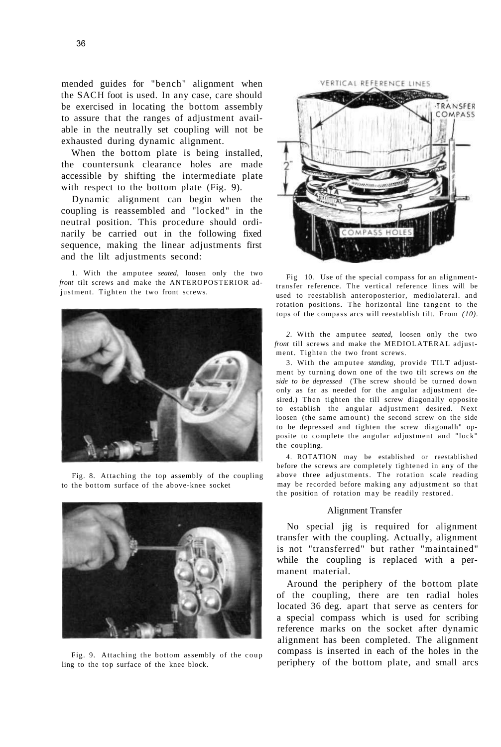mended guides for "bench" alignment when the SACH foot is used. In any case, care should be exercised in locating the bottom assembly to assure that the ranges of adjustment available in the neutrally set coupling will not be exhausted during dynamic alignment.

When the bottom plate is being installed, the countersunk clearance holes are made accessible by shifting the intermediate plate with respect to the bottom plate (Fig. 9).

Dynamic alignment can begin when the coupling is reassembled and "locked" in the neutral position. This procedure should ordinarily be carried out in the following fixed sequence, making the linear adjustments first and the lilt adjustments second:

1. With the amputee *seated,* loosen only the two *front* tilt screws and make the ANTEROPOSTERIOR adjustment. Tighten the two front screws.

Fig. 8. Attaching the top assembly of the coupling to the bottom surface of the above-knee socket

Fig. 9. Attaching the bottom assembly of the coupling to the top surface of the knee block.

Fig 10. Use of the special compass for an alignment-transfer reference. The vertical reference lines will be used to reestablish anteroposterior, mediolateral. and rotation positions. The horizontal line tangent to the tops of the compass arcs will reestablish tilt. From *(10).*

2. With the amputee *seated,* loosen only the two *front* till screws and make the MEDIOLATERAL adjustment. Tighten the two front screws.

3. With the amputee *standing,* provide TILT adjustment by turning down one of the two tilt screws *on the side to be depressed* (The screw should be turned down only as far as needed for the angular adjustment desired.) Then tighten the till screw diagonally opposite to establish the angular adjustment desired. Next loosen (the same amount) the second screw on the side to be depressed and tighten the screw diagonalh" opposite to complete the angular adjustment and "lock" the coupling.

4. ROTATION may be established or reestablished before the screws are completely tightened in any of the above three adjustments. The rotation scale reading may be recorded before making any adjustment so that the position of rotation may be readily restored.

## Alignment Transfer

No special jig is required for alignment transfer with the coupling. Actually, alignment is not "transferred" but rather "maintained" while the coupling is replaced with a permanent material.

Around the periphery of the bottom plate of the coupling, there are ten radial holes located 36 deg. apart that serve as centers for a special compass which is used for scribing reference marks on the socket after dynamic alignment has been completed. The alignment compass is inserted in each of the holes in the periphery of the bottom plate, and small arcs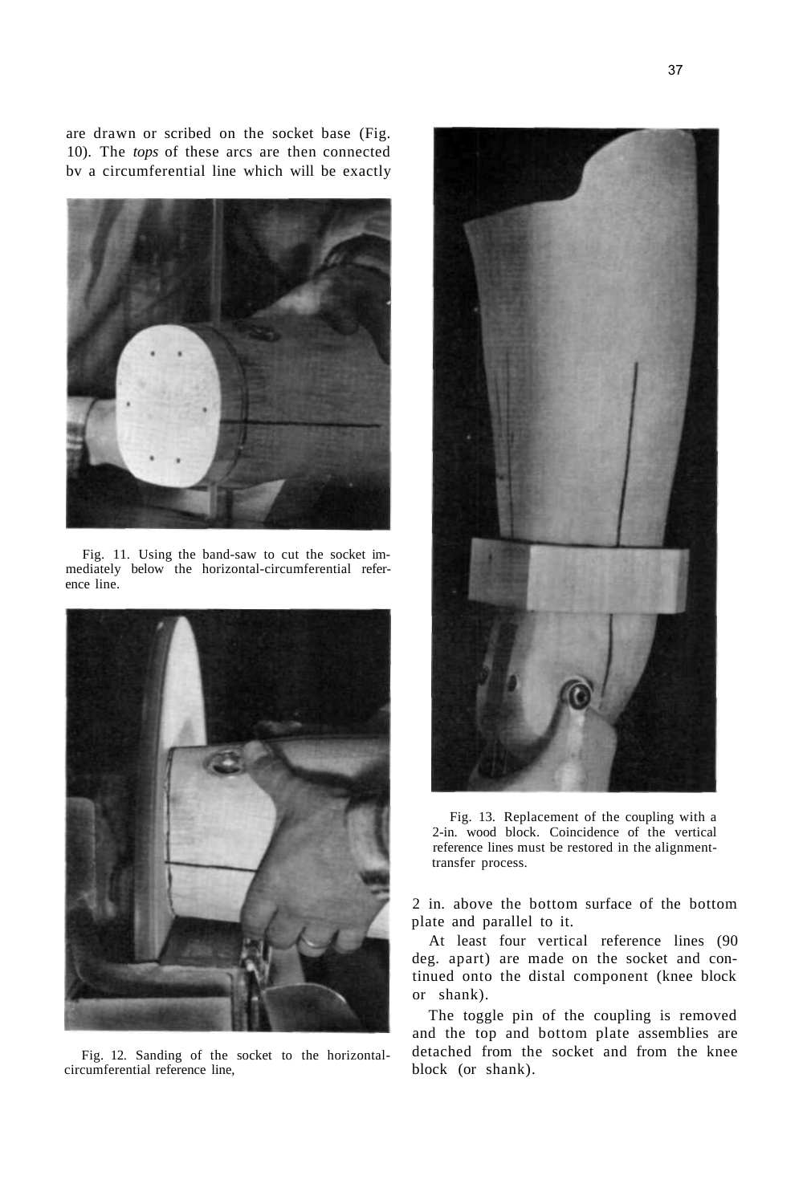are drawn or scribed on the socket base (Fig. 10). The *tops* of these arcs are then connected bv a circumferential line which will be exactly 2 in. above the bottom surface of the bottom plate and parallel to it.

Fig. 11. Using the band-saw to cut the socket immediately below the horizontal-circumferential reference line.

Fig. 12. Sanding of the socket to the horizontal-circumferential reference line,

Fig. 13. Replacement of the coupling with a 2-in. wood block. Coincidence of the vertical reference lines must be restored in the alignment-transfer process.

At least four vertical reference lines (90 deg. apart) are made on the socket and continued onto the distal component (knee block or shank).

The toggle pin of the coupling is removed and the top and bottom plate assemblies are detached from the socket and from the knee block (or shank).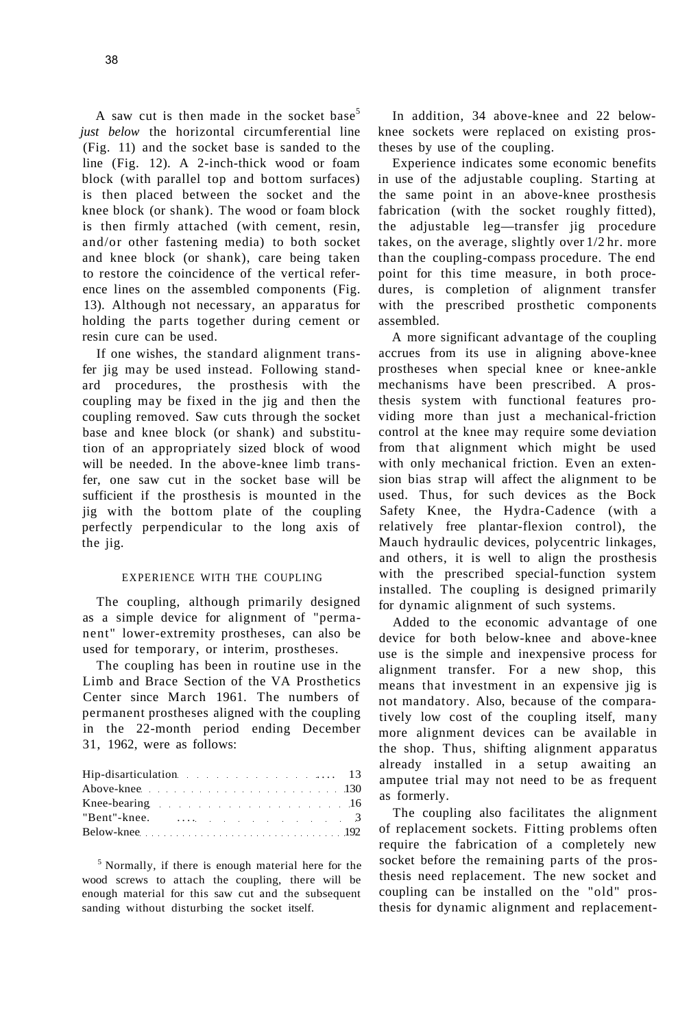A saw cut is then made in the socket base[5] *just below* the horizontal circumferential line (Fig. 11) and the socket base is sanded to the line (Fig. 12). A 2-inch-thick wood or foam block (with parallel top and bottom surfaces) is then placed between the socket and the knee block (or shank). The wood or foam block is then firmly attached (with cement, resin, and/or other fastening media) to both socket and knee block (or shank), care being taken to restore the coincidence of the vertical reference lines on the assembled components (Fig. 13). Although not necessary, an apparatus for holding the parts together during cement or resin cure can be used.

If one wishes, the standard alignment transfer jig may be used instead. Following standard procedures, the prosthesis with the coupling may be fixed in the jig and then the coupling removed. Saw cuts through the socket base and knee block (or shank) and substitution of an appropriately sized block of wood will be needed. In the above-knee limb transfer, one saw cut in the socket base will be sufficient if the prosthesis is mounted in the jig with the bottom plate of the coupling perfectly perpendicular to the long axis of the jig.

## EXPERIENCE WITH THE COUPLING

The coupling, although primarily designed as a simple device for alignment of "permanent" lower-extremity prostheses, can also be used for temporary, or interim, prostheses.

The coupling has been in routine use in the Limb and Brace Section of the VA Prosthetics Center since March 1961. The numbers of permanent prostheses aligned with the coupling in the 22-month period ending December 31, 1962, were as follows:

| | |
|---|---|
| Hip-disarticulation | 13 |
| Above-knee | 130 |
| Knee-bearing | 16 |
| "Bent"-knee. | 3 |
| Below-knee | 192 |

[5] Normally, if there is enough material here for the wood screws to attach the coupling, there will be enough material for this saw cut and the subsequent sanding without disturbing the socket itself.

In addition, 34 above-knee and 22 below-knee sockets were replaced on existing prostheses by use of the coupling.

Experience indicates some economic benefits in use of the adjustable coupling. Starting at the same point in an above-knee prosthesis fabrication (with the socket roughly fitted), the adjustable leg—transfer jig procedure takes, on the average, slightly over 1/2 hr. more than the coupling-compass procedure. The end point for this time measure, in both procedures, is completion of alignment transfer with the prescribed prosthetic components assembled.

A more significant advantage of the coupling accrues from its use in aligning above-knee prostheses when special knee or knee-ankle mechanisms have been prescribed. A prosthesis system with functional features providing more than just a mechanical-friction control at the knee may require some deviation from that alignment which might be used with only mechanical friction. Even an extension bias strap will affect the alignment to be used. Thus, for such devices as the Bock Safety Knee, the Hydra-Cadence (with a relatively free plantar-flexion control), the Mauch hydraulic devices, polycentric linkages, and others, it is well to align the prosthesis with the prescribed special-function system installed. The coupling is designed primarily for dynamic alignment of such systems.

Added to the economic advantage of one device for both below-knee and above-knee use is the simple and inexpensive process for alignment transfer. For a new shop, this means that investment in an expensive jig is not mandatory. Also, because of the comparatively low cost of the coupling itself, many more alignment devices can be available in the shop. Thus, shifting alignment apparatus already installed in a setup awaiting an amputee trial may not need to be as frequent as formerly.

The coupling also facilitates the alignment of replacement sockets. Fitting problems often require the fabrication of a completely new socket before the remaining parts of the prosthesis need replacement. The new socket and coupling can be installed on the "old" prosthesis for dynamic alignment and replacement-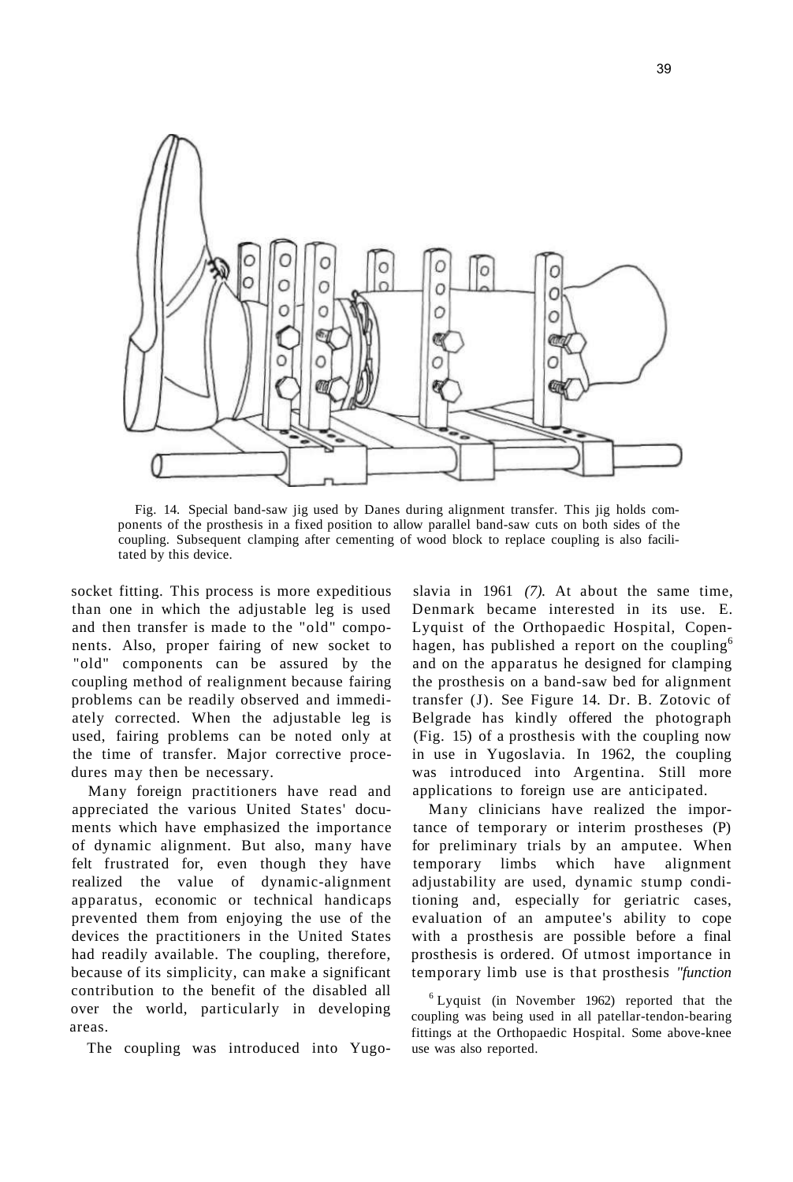Fig. 14. Special band-saw jig used by Danes during alignment transfer. This jig holds components of the prosthesis in a fixed position to allow parallel band-saw cuts on both sides of the coupling. Subsequent clamping after cementing of wood block to replace coupling is also facilitated by this device.

socket fitting. This process is more expeditious than one in which the adjustable leg is used and then transfer is made to the "old" components. Also, proper fairing of new socket to "old" components can be assured by the coupling method of realignment because fairing problems can be readily observed and immediately corrected. When the adjustable leg is used, fairing problems can be noted only at the time of transfer. Major corrective procedures may then be necessary.

Many foreign practitioners have read and appreciated the various United States' documents which have emphasized the importance of dynamic alignment. But also, many have felt frustrated for, even though they have realized the value of dynamic-alignment apparatus, economic or technical handicaps prevented them from enjoying the use of the devices the practitioners in the United States had readily available. The coupling, therefore, because of its simplicity, can make a significant contribution to the benefit of the disabled all over the world, particularly in developing areas.

The coupling was introduced into Yugoslavia in 1961 *(7)*. At about the same time, Denmark became interested in its use. E. Lyquist of the Orthopaedic Hospital, Copenhagen, has published a report on the coupling[6] and on the apparatus he designed for clamping the prosthesis on a band-saw bed for alignment transfer (J). See Figure 14. Dr. B. Zotovic of Belgrade has kindly offered the photograph (Fig. 15) of a prosthesis with the coupling now in use in Yugoslavia. In 1962, the coupling was introduced into Argentina. Still more applications to foreign use are anticipated.

Many clinicians have realized the importance of temporary or interim prostheses (P) for preliminary trials by an amputee. When temporary limbs which have alignment adjustability are used, dynamic stump conditioning and, especially for geriatric cases, evaluation of an amputee's ability to cope with a prosthesis are possible before a final prosthesis is ordered. Of utmost importance in temporary limb use is that prosthesis *"function*

[6] Lyquist (in November 1962) reported that the coupling was being used in all patellar-tendon-bearing fittings at the Orthopaedic Hospital. Some above-knee use was also reported.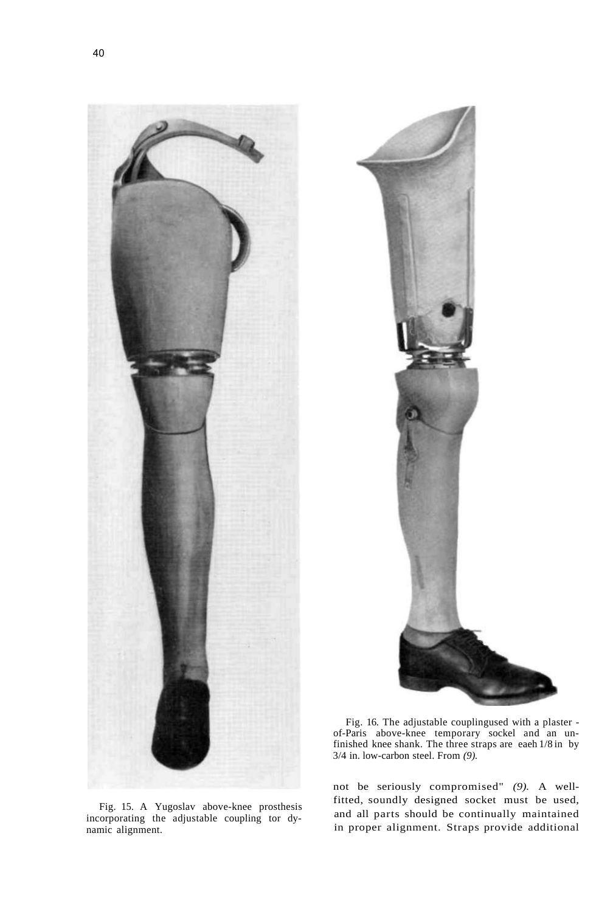Fig. 15. A Yugoslav above-knee prosthesis incorporating the adjustable coupling tor dynamic alignment.

Fig. 16. The adjustable couplingused with a plaster - of-Paris above-knee temporary sockel and an unfinished knee shank. The three straps are eaeh 1/8 in by 3/4 in. low-carbon steel. From *(9).*

not be seriously compromised" *(9).* A well-fitted, soundly designed socket must be used, and all parts should be continually maintained in proper alignment. Straps provide additional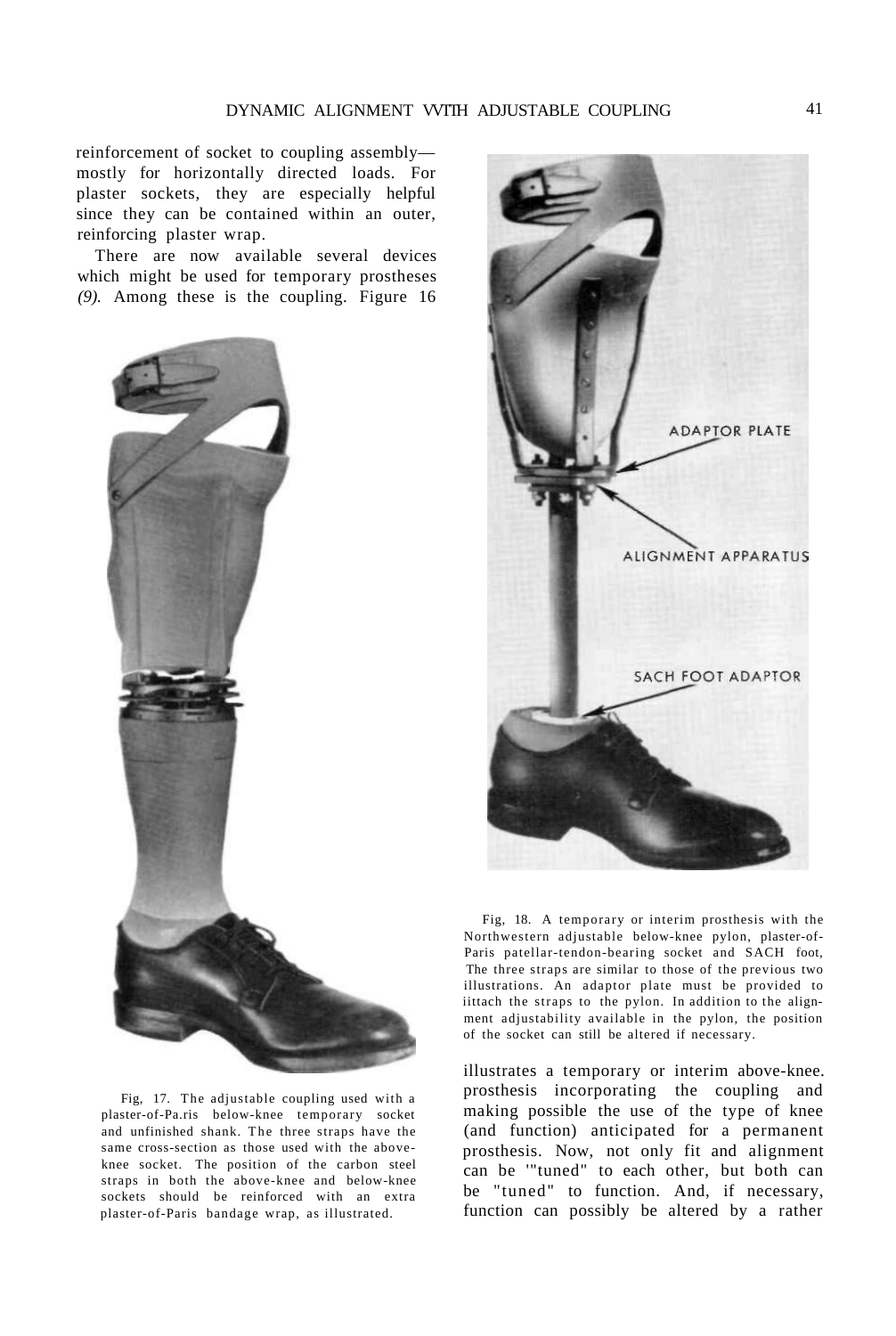reinforcement of socket to coupling assembly—mostly for horizontally directed loads. For plaster sockets, they are especially helpful since they can be contained within an outer, reinforcing plaster wrap.

There are now available several devices which might be used for temporary prostheses *(9).* Among these is the coupling. Figure 16 illustrates a temporary or interim above-knee. prosthesis incorporating the coupling and making possible the use of the type of knee (and function) anticipated for a permanent prosthesis. Now, not only fit and alignment can be '"tuned" to each other, but both can be "tuned" to function. And, if necessary, function can possibly be altered by a rather

Fig, 17. The adjustable coupling used with a plaster-of-Pa.ris below-knee temporary socket and unfinished shank. The three straps have the same cross-section as those used with the above-knee socket. The position of the carbon steel straps in both the above-knee and below-knee sockets should be reinforced with an extra plaster-of-Paris bandage wrap, as illustrated.

ADAPTOR PLATE

ALIGNMENT APPARATUS

SACH FOOT ADAPTOR

Fig, 18. A temporary or interim prosthesis with the Northwestern adjustable below-knee pylon, plaster-of-Paris patellar-tendon-bearing socket and SACH foot, The three straps are similar to those of the previous two illustrations. An adaptor plate must be provided to iittach the straps to the pylon. In addition to the alignment adjustability available in the pylon, the position of the socket can still be altered if necessary.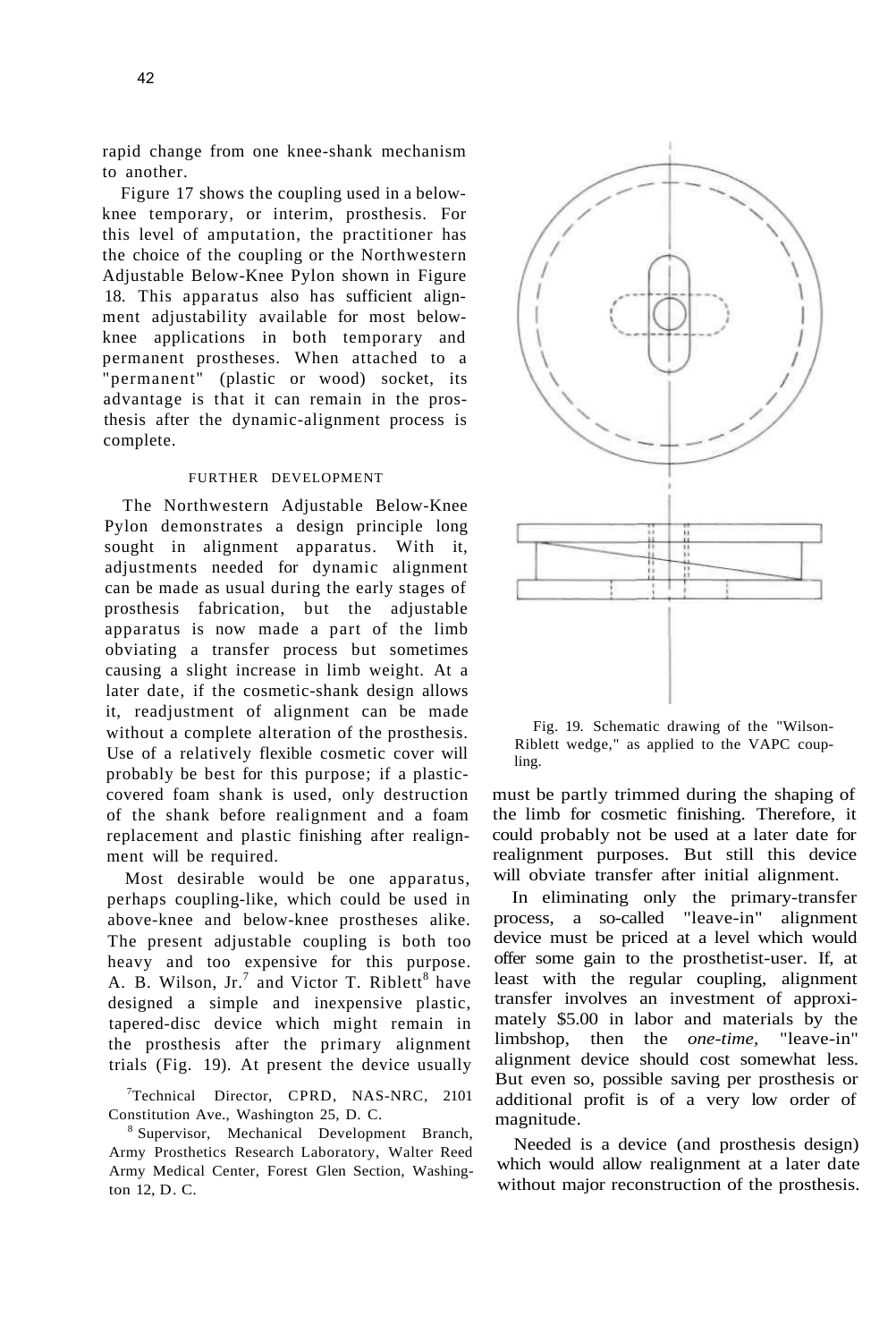rapid change from one knee-shank mechanism to another.

Figure 17 shows the coupling used in a below-knee temporary, or interim, prosthesis. For this level of amputation, the practitioner has the choice of the coupling or the Northwestern Adjustable Below-Knee Pylon shown in Figure 18. This apparatus also has sufficient alignment adjustability available for most below-knee applications in both temporary and permanent prostheses. When attached to a "permanent" (plastic or wood) socket, its advantage is that it can remain in the prosthesis after the dynamic-alignment process is complete.

## FURTHER DEVELOPMENT

The Northwestern Adjustable Below-Knee Pylon demonstrates a design principle long sought in alignment apparatus. With it, adjustments needed for dynamic alignment can be made as usual during the early stages of prosthesis fabrication, but the adjustable apparatus is now made a part of the limb obviating a transfer process but sometimes causing a slight increase in limb weight. At a later date, if the cosmetic-shank design allows it, readjustment of alignment can be made without a complete alteration of the prosthesis. Use of a relatively flexible cosmetic cover will probably be best for this purpose; if a plastic-covered foam shank is used, only destruction of the shank before realignment and a foam replacement and plastic finishing after realignment will be required.

Most desirable would be one apparatus, perhaps coupling-like, which could be used in above-knee and below-knee prostheses alike. The present adjustable coupling is both too heavy and too expensive for this purpose. A. B. Wilson, Jr.[7] and Victor T. Riblett[8] have designed a simple and inexpensive plastic, tapered-disc device which might remain in the prosthesis after the primary alignment trials (Fig. 19). At present the device usually must be partly trimmed during the shaping of the limb for cosmetic finishing. Therefore, it could probably not be used at a later date for realignment purposes. But still this device will obviate transfer after initial alignment.

Fig. 19. Schematic drawing of the "Wilson-Riblett wedge," as applied to the VAPC coupling.

In eliminating only the primary-transfer process, a so-called "leave-in" alignment device must be priced at a level which would offer some gain to the prosthetist-user. If, at least with the regular coupling, alignment transfer involves an investment of approximately $5.00 in labor and materials by the limbshop, then the *one-time,* "leave-in" alignment device should cost somewhat less. But even so, possible saving per prosthesis or additional profit is of a very low order of magnitude.

Needed is a device (and prosthesis design) which would allow realignment at a later date without major reconstruction of the prosthesis.

[7] Technical Director, CPRD, NAS-NRC, 2101 Constitution Ave., Washington 25, D. C.

[8] Supervisor, Mechanical Development Branch, Army Prosthetics Research Laboratory, Walter Reed Army Medical Center, Forest Glen Section, Washington 12, D. C.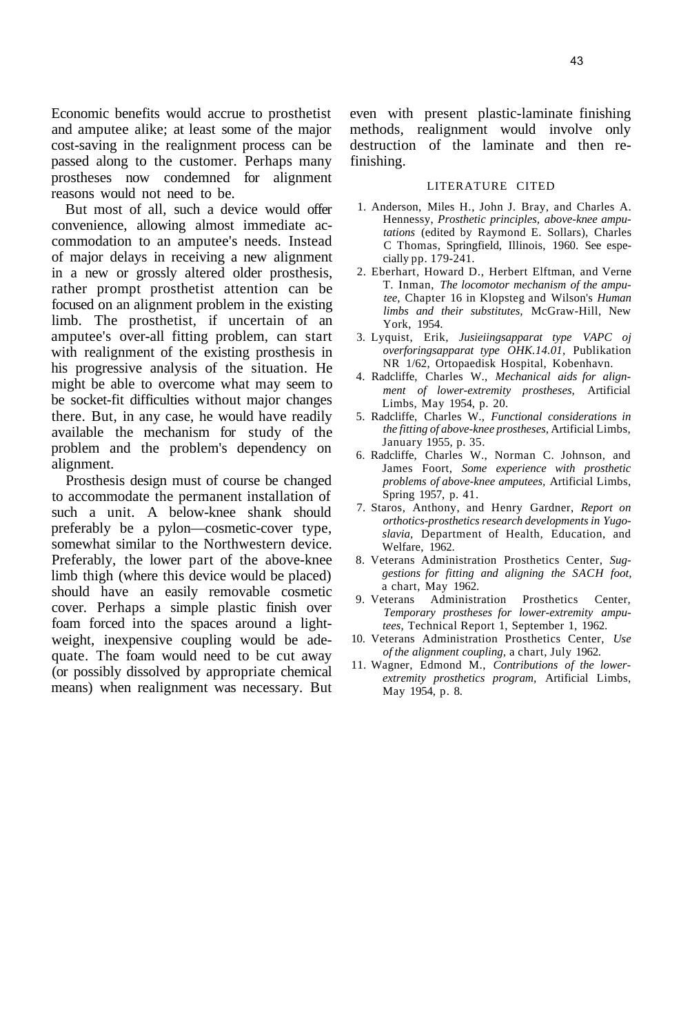Economic benefits would accrue to prosthetist and amputee alike; at least some of the major cost-saving in the realignment process can be passed along to the customer. Perhaps many prostheses now condemned for alignment reasons would not need to be.

But most of all, such a device would offer convenience, allowing almost immediate accommodation to an amputee's needs. Instead of major delays in receiving a new alignment in a new or grossly altered older prosthesis, rather prompt prosthetist attention can be focused on an alignment problem in the existing limb. The prosthetist, if uncertain of an amputee's over-all fitting problem, can start with realignment of the existing prosthesis in his progressive analysis of the situation. He might be able to overcome what may seem to be socket-fit difficulties without major changes there. But, in any case, he would have readily available the mechanism for study of the problem and the problem's dependency on alignment.

Prosthesis design must of course be changed to accommodate the permanent installation of such a unit. A below-knee shank should preferably be a pylon—cosmetic-cover type, somewhat similar to the Northwestern device. Preferably, the lower part of the above-knee limb thigh (where this device would be placed) should have an easily removable cosmetic cover. Perhaps a simple plastic finish over foam forced into the spaces around a lightweight, inexpensive coupling would be adequate. The foam would need to be cut away (or possibly dissolved by appropriate chemical means) when realignment was necessary. But even with present plastic-laminate finishing methods, realignment would involve only destruction of the laminate and then refinishing.

## LITERATURE CITED

1. Anderson, Miles H., John J. Bray, and Charles A. Hennessy, *Prosthetic principles, above-knee amputations* (edited by Raymond E. Sollars), Charles C Thomas, Springfield, Illinois, 1960. See especially pp. 179-241.
2. Eberhart, Howard D., Herbert Elftman, and Verne T. Inman, *The locomotor mechanism of the amputee,* Chapter 16 in Klopsteg and Wilson's *Human limbs and their substitutes,* McGraw-Hill, New York, 1954.
3. Lyquist, Erik, *Jusieiingsapparat type VAPC oj overforingsapparat type OHK.14.01,* Publikation NR 1/62, Ortopaedisk Hospital, Kobenhavn.
4. Radcliffe, Charles W., *Mechanical aids for alignment of lower-extremity prostheses,* Artificial Limbs, May 1954, p. 20.
5. Radcliffe, Charles W., *Functional considerations in the fitting of above-knee prostheses,* Artificial Limbs, January 1955, p. 35.
6. Radcliffe, Charles W., Norman C. Johnson, and James Foort, *Some experience with prosthetic problems of above-knee amputees,* Artificial Limbs, Spring 1957, p. 41.
7. Staros, Anthony, and Henry Gardner, *Report on orthotics-prosthetics research developments in Yugoslavia,* Department of Health, Education, and Welfare, 1962.
8. Veterans Administration Prosthetics Center, *Suggestions for fitting and aligning the SACH foot,* a chart, May 1962.
9. Veterans Administration Prosthetics Center, *Temporary prostheses for lower-extremity amputees,* Technical Report 1, September 1, 1962.
10. Veterans Administration Prosthetics Center, *Use of the alignment coupling,* a chart, July 1962.
11. Wagner, Edmond M., *Contributions of the lower-extremity prosthetics program,* Artificial Limbs, May 1954, p. 8.